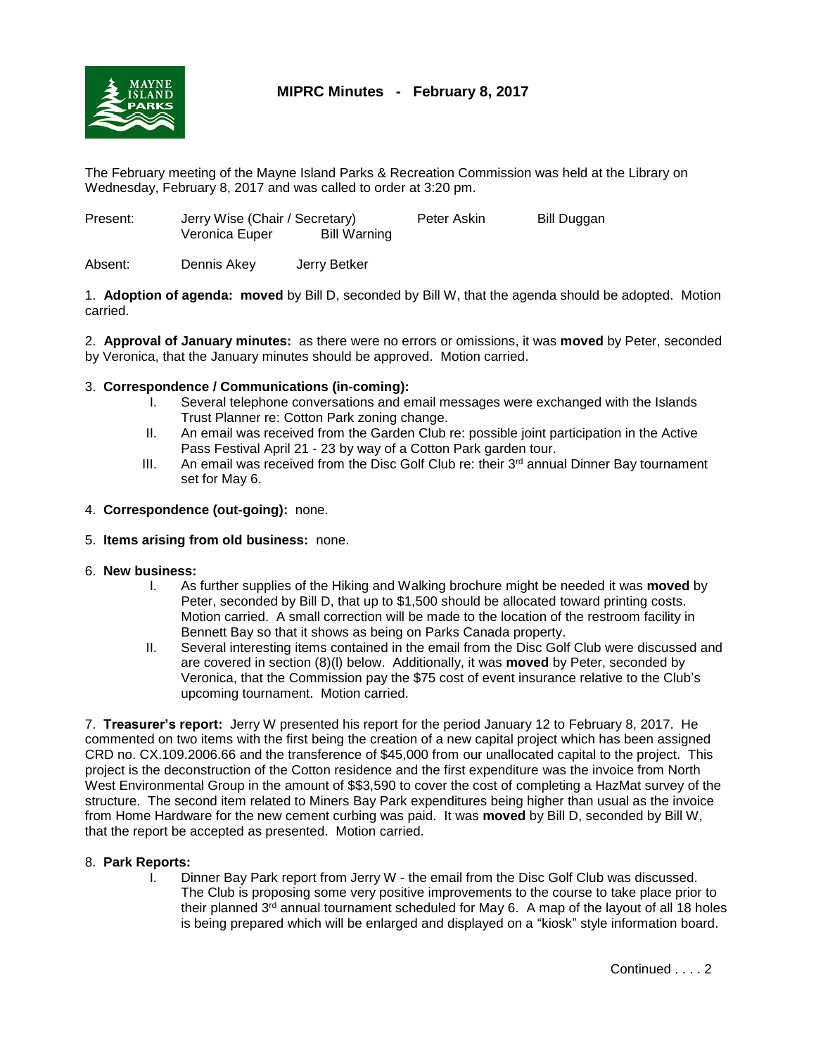# MIPRC Minutes - February 8, 2017

The February meeting of the Mayne Island Parks & Recreation Commission was held at the Library on Wednesday, February 8, 2017 and was called to order at 3:20 pm.

Present: Jerry Wise (Chair / Secretary) Peter Askin Bill Duggan Veronica Euper Bill Warning

Absent: Dennis Akey Jerry Betker

1. **Adoption of agenda: moved** by Bill D, seconded by Bill W, that the agenda should be adopted. Motion carried.

2. **Approval of January minutes:** as there were no errors or omissions, it was **moved** by Peter, seconded by Veronica, that the January minutes should be approved. Motion carried.

3. **Correspondence / Communications (in-coming):**
   - I. Several telephone conversations and email messages were exchanged with the Islands Trust Planner re: Cotton Park zoning change.
   - II. An email was received from the Garden Club re: possible joint participation in the Active Pass Festival April 21 - 23 by way of a Cotton Park garden tour.
   - III. An email was received from the Disc Golf Club re: their 3rd annual Dinner Bay tournament set for May 6.

4. **Correspondence (out-going):** none.

5. **Items arising from old business:** none.

6. **New business:**
   - I. As further supplies of the Hiking and Walking brochure might be needed it was **moved** by Peter, seconded by Bill D, that up to $1,500 should be allocated toward printing costs. Motion carried. A small correction will be made to the location of the restroom facility in Bennett Bay so that it shows as being on Parks Canada property.
   - II. Several interesting items contained in the email from the Disc Golf Club were discussed and are covered in section (8)(l) below. Additionally, it was **moved** by Peter, seconded by Veronica, that the Commission pay the $75 cost of event insurance relative to the Club's upcoming tournament. Motion carried.

7. **Treasurer's report:** Jerry W presented his report for the period January 12 to February 8, 2017. He commented on two items with the first being the creation of a new capital project which has been assigned CRD no. CX.109.2006.66 and the transference of $45,000 from our unallocated capital to the project. This project is the deconstruction of the Cotton residence and the first expenditure was the invoice from North West Environmental Group in the amount of $$3,590 to cover the cost of completing a HazMat survey of the structure. The second item related to Miners Bay Park expenditures being higher than usual as the invoice from Home Hardware for the new cement curbing was paid. It was **moved** by Bill D, seconded by Bill W, that the report be accepted as presented. Motion carried.

8. **Park Reports:**
   - I. Dinner Bay Park report from Jerry W - the email from the Disc Golf Club was discussed. The Club is proposing some very positive improvements to the course to take place prior to their planned 3rd annual tournament scheduled for May 6. A map of the layout of all 18 holes is being prepared which will be enlarged and displayed on a "kiosk" style information board.

Continued . . . . 2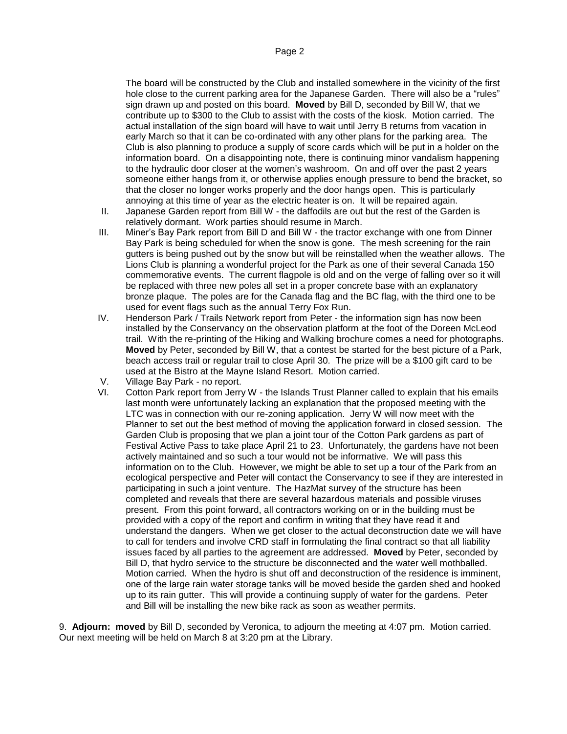The board will be constructed by the Club and installed somewhere in the vicinity of the first hole close to the current parking area for the Japanese Garden. There will also be a "rules" sign drawn up and posted on this board. **Moved** by Bill D, seconded by Bill W, that we contribute up to $300 to the Club to assist with the costs of the kiosk. Motion carried. The actual installation of the sign board will have to wait until Jerry B returns from vacation in early March so that it can be co-ordinated with any other plans for the parking area. The Club is also planning to produce a supply of score cards which will be put in a holder on the information board. On a disappointing note, there is continuing minor vandalism happening to the hydraulic door closer at the women's washroom. On and off over the past 2 years someone either hangs from it, or otherwise applies enough pressure to bend the bracket, so that the closer no longer works properly and the door hangs open. This is particularly annoying at this time of year as the electric heater is on. It will be repaired again.

II. Japanese Garden report from Bill W - the daffodils are out but the rest of the Garden is relatively dormant. Work parties should resume in March.

III. Miner's Bay Park report from Bill D and Bill W - the tractor exchange with one from Dinner Bay Park is being scheduled for when the snow is gone. The mesh screening for the rain gutters is being pushed out by the snow but will be reinstalled when the weather allows. The Lions Club is planning a wonderful project for the Park as one of their several Canada 150 commemorative events. The current flagpole is old and on the verge of falling over so it will be replaced with three new poles all set in a proper concrete base with an explanatory bronze plaque. The poles are for the Canada flag and the BC flag, with the third one to be used for event flags such as the annual Terry Fox Run.

IV. Henderson Park / Trails Network report from Peter - the information sign has now been installed by the Conservancy on the observation platform at the foot of the Doreen McLeod trail. With the re-printing of the Hiking and Walking brochure comes a need for photographs. **Moved** by Peter, seconded by Bill W, that a contest be started for the best picture of a Park, beach access trail or regular trail to close April 30. The prize will be a $100 gift card to be used at the Bistro at the Mayne Island Resort. Motion carried.

V. Village Bay Park - no report.

VI. Cotton Park report from Jerry W - the Islands Trust Planner called to explain that his emails last month were unfortunately lacking an explanation that the proposed meeting with the LTC was in connection with our re-zoning application. Jerry W will now meet with the Planner to set out the best method of moving the application forward in closed session. The Garden Club is proposing that we plan a joint tour of the Cotton Park gardens as part of Festival Active Pass to take place April 21 to 23. Unfortunately, the gardens have not been actively maintained and so such a tour would not be informative. We will pass this information on to the Club. However, we might be able to set up a tour of the Park from an ecological perspective and Peter will contact the Conservancy to see if they are interested in participating in such a joint venture. The HazMat survey of the structure has been completed and reveals that there are several hazardous materials and possible viruses present. From this point forward, all contractors working on or in the building must be provided with a copy of the report and confirm in writing that they have read it and understand the dangers. When we get closer to the actual deconstruction date we will have to call for tenders and involve CRD staff in formulating the final contract so that all liability issues faced by all parties to the agreement are addressed. **Moved** by Peter, seconded by Bill D, that hydro service to the structure be disconnected and the water well mothballed. Motion carried. When the hydro is shut off and deconstruction of the residence is imminent, one of the large rain water storage tanks will be moved beside the garden shed and hooked up to its rain gutter. This will provide a continuing supply of water for the gardens. Peter and Bill will be installing the new bike rack as soon as weather permits.

9. **Adjourn: moved** by Bill D, seconded by Veronica, to adjourn the meeting at 4:07 pm. Motion carried. Our next meeting will be held on March 8 at 3:20 pm at the Library.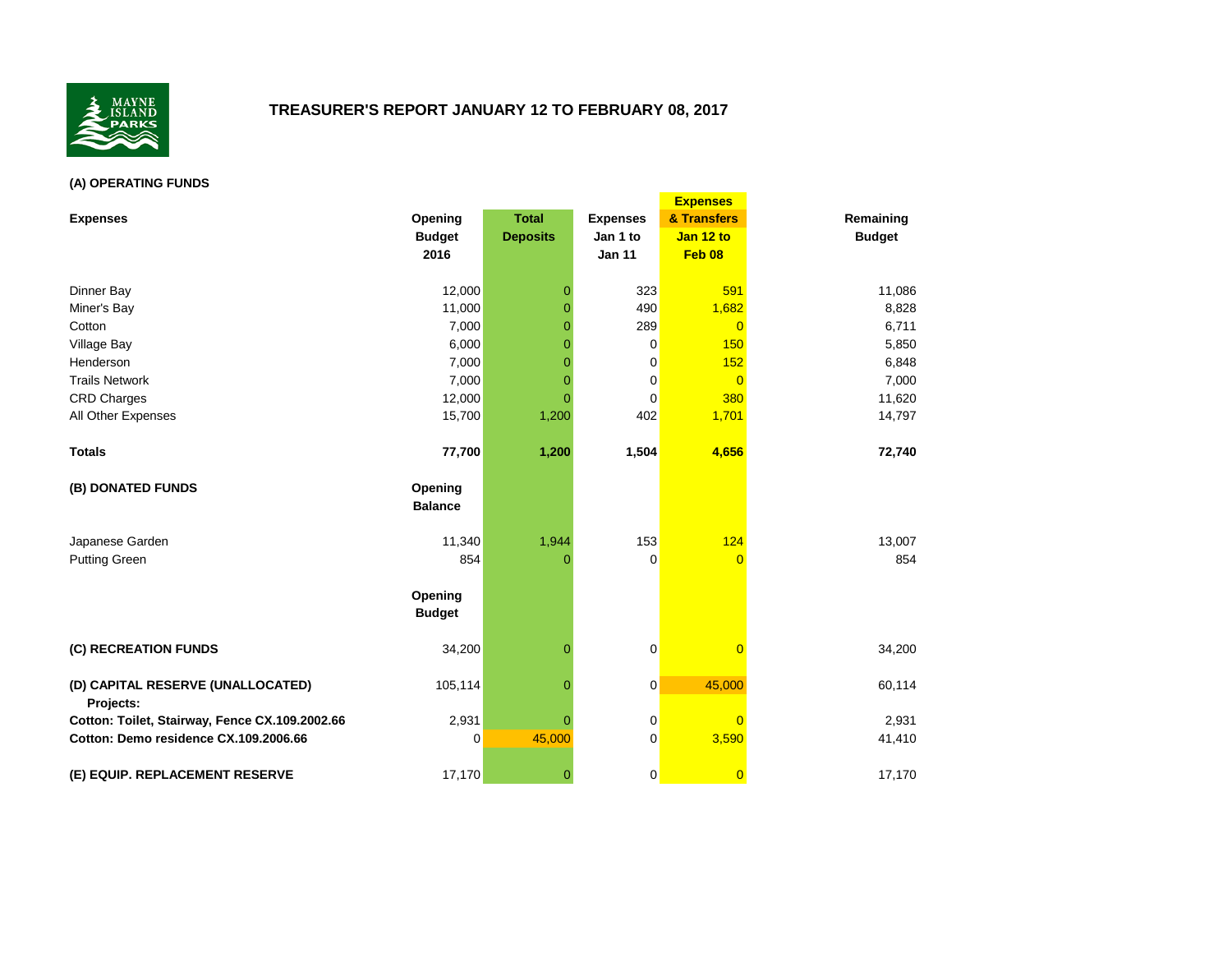MAYNE ISLAND PARKS

# TREASURER'S REPORT JANUARY 12 TO FEBRUARY 08, 2017

## (A) OPERATING FUNDS

| Expenses | Opening Budget 2016 | Total Deposits | Expenses Jan 1 to Jan 11 | Expenses & Transfers Jan 12 to Feb 08 | Remaining Budget |
|---|---|---|---|---|---|
| Dinner Bay | 12,000 | 0 | 323 | 591 | 11,086 |
| Miner's Bay | 11,000 | 0 | 490 | 1,682 | 8,828 |
| Cotton | 7,000 | 0 | 289 | 0 | 6,711 |
| Village Bay | 6,000 | 0 | 0 | 150 | 5,850 |
| Henderson | 7,000 | 0 | 0 | 152 | 6,848 |
| Trails Network | 7,000 | 0 | 0 | 0 | 7,000 |
| CRD Charges | 12,000 | 0 | 0 | 380 | 11,620 |
| All Other Expenses | 15,700 | 1,200 | 402 | 1,701 | 14,797 |
| **Totals** | **77,700** | **1,200** | **1,504** | **4,656** | **72,740** |
| **(B) DONATED FUNDS** | **Opening Balance** | | | | |
| Japanese Garden | 11,340 | 1,944 | 153 | 124 | 13,007 |
| Putting Green | 854 | 0 | 0 | 0 | 854 |
| | **Opening Budget** | | | | |
| **(C) RECREATION FUNDS** | 34,200 | 0 | 0 | 0 | 34,200 |
| **(D) CAPITAL RESERVE (UNALLOCATED)** | 105,114 | 0 | 0 | 45,000 | 60,114 |
| **Projects:** | | | | | |
| **Cotton: Toilet, Stairway, Fence CX.109.2002.66** | 2,931 | 0 | 0 | 0 | 2,931 |
| **Cotton: Demo residence CX.109.2006.66** | 0 | 45,000 | 0 | 3,590 | 41,410 |
| **(E) EQUIP. REPLACEMENT RESERVE** | 17,170 | 0 | 0 | 0 | 17,170 |